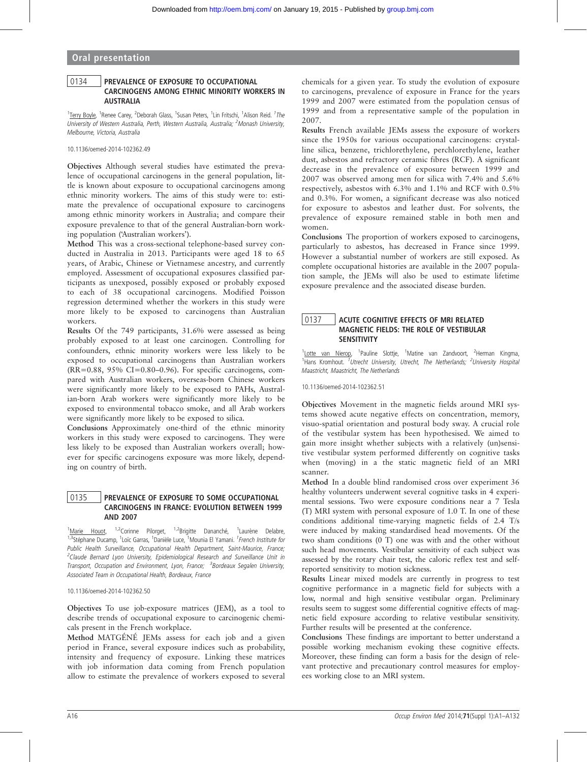## Oral presentation

### 0134 PREVALENCE OF EXPOSURE TO OCCUPATIONAL CARCINOGENS AMONG ETHNIC MINORITY WORKERS IN AUSTRALIA

[1]Terry Boyle, [1]Renee Carey, [2]Deborah Glass, [1]Susan Peters, [1]Lin Fritschi, [1]Alison Reid. [1]*The University of Western Australia, Perth, Western Australia, Australia;* [2]*Monash University, Melbourne, Victoria, Australia*

10.1136/oemed-2014-102362.49

**Objectives** Although several studies have estimated the prevalence of occupational carcinogens in the general population, little is known about exposure to occupational carcinogens among ethnic minority workers. The aims of this study were to: estimate the prevalence of occupational exposure to carcinogens among ethnic minority workers in Australia; and compare their exposure prevalence to that of the general Australian-born working population ('Australian workers').

**Method** This was a cross-sectional telephone-based survey conducted in Australia in 2013. Participants were aged 18 to 65 years, of Arabic, Chinese or Vietnamese ancestry, and currently employed. Assessment of occupational exposures classified participants as unexposed, possibly exposed or probably exposed to each of 38 occupational carcinogens. Modified Poisson regression determined whether the workers in this study were more likely to be exposed to carcinogens than Australian workers.

**Results** Of the 749 participants, 31.6% were assessed as being probably exposed to at least one carcinogen. Controlling for confounders, ethnic minority workers were less likely to be exposed to occupational carcinogens than Australian workers (RR=0.88, 95% CI=0.80–0.96). For specific carcinogens, compared with Australian workers, overseas-born Chinese workers were significantly more likely to be exposed to PAHs, Australian-born Arab workers were significantly more likely to be exposed to environmental tobacco smoke, and all Arab workers were significantly more likely to be exposed to silica.

**Conclusions** Approximately one-third of the ethnic minority workers in this study were exposed to carcinogens. They were less likely to be exposed than Australian workers overall; however for specific carcinogens exposure was more likely, depending on country of birth.

### 0135 PREVALENCE OF EXPOSURE TO SOME OCCUPATIONAL CARCINOGENS IN FRANCE: EVOLUTION BETWEEN 1999 AND 2007

[1]Marie Houot, [1,2]Corinne Pilorget, [1,2]Brigitte Dananché, [1]Laurène Delabre, [1,3]Stéphane Ducamp, [1]Loïc Garras, [1]Danièle Luce, [1]Mounia El Yamani. [1]*French Institute for Public Health Surveillance, Occupational Health Department, Saint-Maurice, France;* [2]*Claude Bernard Lyon University, Epidemiological Research and Surveillance Unit in Transport, Occupation and Environment, Lyon, France;* [3]*Bordeaux Segalen University, Associated Team in Occupational Health, Bordeaux, France*

10.1136/oemed-2014-102362.50

**Objectives** To use job-exposure matrices (JEM), as a tool to describe trends of occupational exposure to carcinogenic chemicals present in the French workplace.

**Method** MATGÉNÉ JEMs assess for each job and a given period in France, several exposure indices such as probability, intensity and frequency of exposure. Linking these matrices with job information data coming from French population allow to estimate the prevalence of workers exposed to several chemicals for a given year. To study the evolution of exposure to carcinogens, prevalence of exposure in France for the years 1999 and 2007 were estimated from the population census of 1999 and from a representative sample of the population in 2007.

**Results** French available JEMs assess the exposure of workers since the 1950s for various occupational carcinogens: crystalline silica, benzene, trichlorethylene, perchlorethylene, leather dust, asbestos and refractory ceramic fibres (RCF). A significant decrease in the prevalence of exposure between 1999 and 2007 was observed among men for silica with 7.4% and 5.6% respectively, asbestos with 6.3% and 1.1% and RCF with 0.5% and 0.3%. For women, a significant decrease was also noticed for exposure to asbestos and leather dust. For solvents, the prevalence of exposure remained stable in both men and women.

**Conclusions** The proportion of workers exposed to carcinogens, particularly to asbestos, has decreased in France since 1999. However a substantial number of workers are still exposed. As complete occupational histories are available in the 2007 population sample, the JEMs will also be used to estimate lifetime exposure prevalence and the associated disease burden.

### 0137 ACUTE COGNITIVE EFFECTS OF MRI RELATED MAGNETIC FIELDS: THE ROLE OF VESTIBULAR SENSITIVITY

[1]Lotte van Nierop, [1]Pauline Slottje, [1]Matine van Zandvoort, [2]Herman Kingma, [1]Hans Kromhout. [1]*Utrecht University, Utrecht, The Netherlands;* [2]*University Hospital Maastricht, Maastricht, The Netherlands*

10.1136/oemed-2014-102362.51

**Objectives** Movement in the magnetic fields around MRI systems showed acute negative effects on concentration, memory, visuo-spatial orientation and postural body sway. A crucial role of the vestibular system has been hypothesised. We aimed to gain more insight whether subjects with a relatively (un)sensitive vestibular system performed differently on cognitive tasks when (moving) in a the static magnetic field of an MRI scanner.

**Method** In a double blind randomised cross over experiment 36 healthy volunteers underwent several cognitive tasks in 4 experimental sessions. Two were exposure conditions near a 7 Tesla (T) MRI system with personal exposure of 1.0 T. In one of these conditions additional time-varying magnetic fields of 2.4 T/s were induced by making standardised head movements. Of the two sham conditions (0 T) one was with and the other without such head movements. Vestibular sensitivity of each subject was assessed by the rotary chair test, the caloric reflex test and self-reported sensitivity to motion sickness.

**Results** Linear mixed models are currently in progress to test cognitive performance in a magnetic field for subjects with a low, normal and high sensitive vestibular organ. Preliminary results seem to suggest some differential cognitive effects of magnetic field exposure according to relative vestibular sensitivity. Further results will be presented at the conference.

**Conclusions** These findings are important to better understand a possible working mechanism evoking these cognitive effects. Moreover, these finding can form a basis for the design of relevant protective and precautionary control measures for employees working close to an MRI system.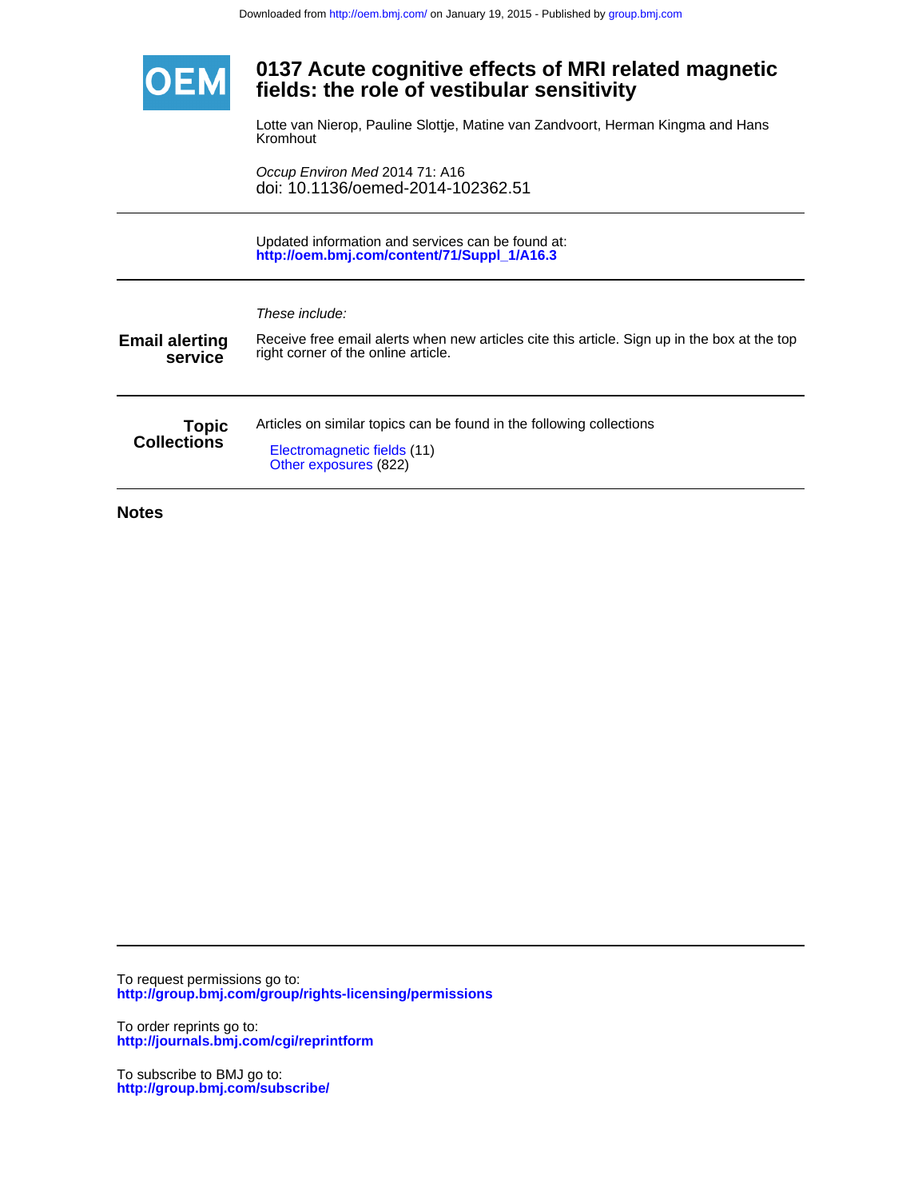OEM

# 0137 Acute cognitive effects of MRI related magnetic fields: the role of vestibular sensitivity

Lotte van Nierop, Pauline Slottje, Matine van Zandvoort, Herman Kingma and Hans Kromhout

*Occup Environ Med* 2014 71: A16
doi: 10.1136/oemed-2014-102362.51

Updated information and services can be found at:
**http://oem.bmj.com/content/71/Suppl_1/A16.3**

*These include:*

**Email alerting service**

Receive free email alerts when new articles cite this article. Sign up in the box at the top right corner of the online article.

**Topic Collections**

Articles on similar topics can be found in the following collections

- Electromagnetic fields (11)
- Other exposures (822)

## Notes

To request permissions go to:
**http://group.bmj.com/group/rights-licensing/permissions**

To order reprints go to:
**http://journals.bmj.com/cgi/reprintform**

To subscribe to BMJ go to:
**http://group.bmj.com/subscribe/**